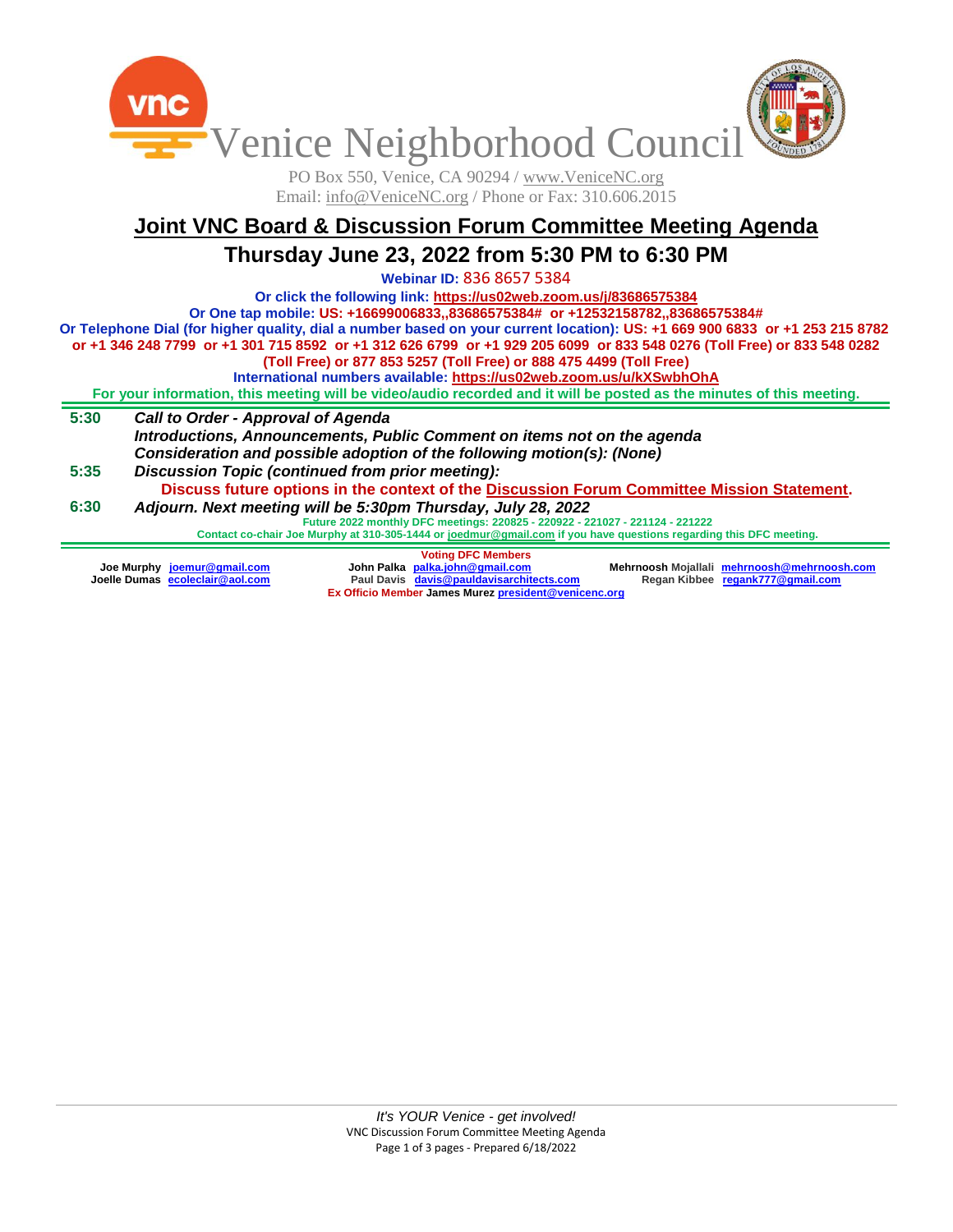# Venice Neighborhood Council

PO Box 550, Venice, CA 90294 / www.VeniceNC.org
Email: info@VeniceNC.org / Phone or Fax: 310.606.2015

## Joint VNC Board & Discussion Forum Committee Meeting Agenda

## Thursday June 23, 2022 from 5:30 PM to 6:30 PM

**Webinar ID:** 836 8657 5384

**Or click the following link: https://us02web.zoom.us/j/83686575384**

**Or One tap mobile: US: +16699006833,,83686575384# or +12532158782,,83686575384#**

**Or Telephone Dial (for higher quality, dial a number based on your current location): US: +1 669 900 6833 or +1 253 215 8782 or +1 346 248 7799 or +1 301 715 8592 or +1 312 626 6799 or +1 929 205 6099 or 833 548 0276 (Toll Free) or 833 548 0282 (Toll Free) or 877 853 5257 (Toll Free) or 888 475 4499 (Toll Free)**

**International numbers available: https://us02web.zoom.us/u/kXSwbhOhA**

**For your information, this meeting will be video/audio recorded and it will be posted as the minutes of this meeting.**

---

**5:30** ***Call to Order - Approval of Agenda***
***Introductions, Announcements, Public Comment on items not on the agenda***
***Consideration and possible adoption of the following motion(s): (None)***

**5:35** ***Discussion Topic (continued from prior meeting):***
**Discuss future options in the context of the Discussion Forum Committee Mission Statement.**

**6:30** ***Adjourn. Next meeting will be 5:30pm Thursday, July 28, 2022***
Future 2022 monthly DFC meetings: 220825 - 220922 - 221027 - 221124 - 221222
Contact co-chair Joe Murphy at 310-305-1444 or joedmur@gmail.com if you have questions regarding this DFC meeting.

---

**Voting DFC Members**

| | | |
|---|---|---|
| **Joe Murphy** joemur@gmail.com | **John Palka** palka.john@gmail.com | **Mehrnoosh Mojallali** mehrnoosh@mehrnoosh.com |
| **Joelle Dumas** ecoleclair@aol.com | **Paul Davis** davis@pauldavisarchitects.com | **Regan Kibbee** regank777@gmail.com |

**Ex Officio Member James Murez** president@venicenc.org

*It's YOUR Venice - get involved!*
VNC Discussion Forum Committee Meeting Agenda
Prepared 6/18/2022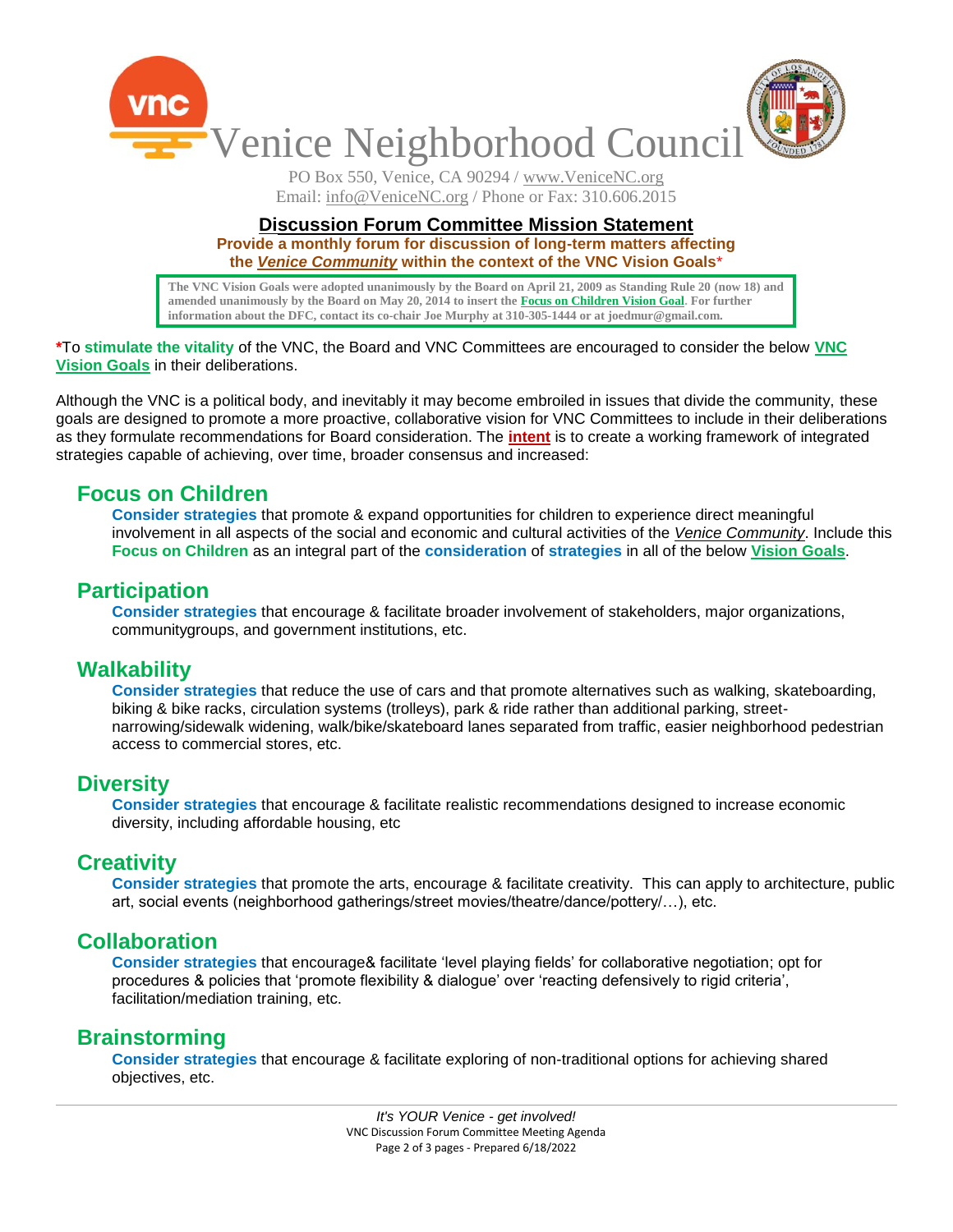# Venice Neighborhood Council

PO Box 550, Venice, CA 90294 / www.VeniceNC.org
Email: info@VeniceNC.org / Phone or Fax: 310.606.2015

## Discussion Forum Committee Mission Statement

**Provide a monthly forum for discussion of long-term matters affecting the *Venice Community* within the context of the VNC Vision Goals***

> **The VNC Vision Goals were adopted unanimously by the Board on April 21, 2009 as Standing Rule 20 (now 18) and amended unanimously by the Board on May 20, 2014 to insert the Focus on Children Vision Goal. For further information about the DFC, contact its co-chair Joe Murphy at 310-305-1444 or at joedmur@gmail.com.**

***To stimulate the vitality** of the VNC, the Board and VNC Committees are encouraged to consider the below **VNC Vision Goals** in their deliberations.

Although the VNC is a political body, and inevitably it may become embroiled in issues that divide the community, these goals are designed to promote a more proactive, collaborative vision for VNC Committees to include in their deliberations as they formulate recommendations for Board consideration. The **intent** is to create a working framework of integrated strategies capable of achieving, over time, broader consensus and increased:

### Focus on Children

**Consider strategies** that promote & expand opportunities for children to experience direct meaningful involvement in all aspects of the social and economic and cultural activities of the *Venice Community*. Include this **Focus on Children** as an integral part of the **consideration** of **strategies** in all of the below **Vision Goals**.

### Participation

**Consider strategies** that encourage & facilitate broader involvement of stakeholders, major organizations, communitygroups, and government institutions, etc.

### Walkability

**Consider strategies** that reduce the use of cars and that promote alternatives such as walking, skateboarding, biking & bike racks, circulation systems (trolleys), park & ride rather than additional parking, street-narrowing/sidewalk widening, walk/bike/skateboard lanes separated from traffic, easier neighborhood pedestrian access to commercial stores, etc.

### Diversity

**Consider strategies** that encourage & facilitate realistic recommendations designed to increase economic diversity, including affordable housing, etc

### Creativity

**Consider strategies** that promote the arts, encourage & facilitate creativity. This can apply to architecture, public art, social events (neighborhood gatherings/street movies/theatre/dance/pottery/…), etc.

### Collaboration

**Consider strategies** that encourage& facilitate 'level playing fields' for collaborative negotiation; opt for procedures & policies that 'promote flexibility & dialogue' over 'reacting defensively to rigid criteria', facilitation/mediation training, etc.

### Brainstorming

**Consider strategies** that encourage & facilitate exploring of non-traditional options for achieving shared objectives, etc.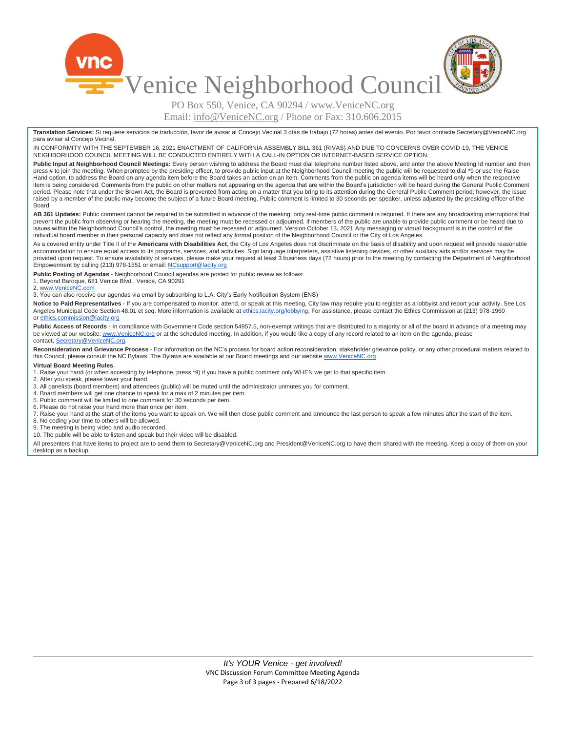# Venice Neighborhood Council

PO Box 550, Venice, CA 90294 / www.VeniceNC.org
Email: info@VeniceNC.org / Phone or Fax: 310.606.2015

**Translation Services:** Si requiere servicios de traducción, favor de avisar al Concejo Vecinal 3 días de trabajo (72 horas) antes del evento. Por favor contacte Secretary@VeniceNC.org para avisar al Concejo Vecinal.

IN CONFORMITY WITH THE SEPTEMBER 16, 2021 ENACTMENT OF CALIFORNIA ASSEMBLY BILL 361 (RIVAS) AND DUE TO CONCERNS OVER COVID-19, THE VENICE NEIGHBORHOOD COUNCIL MEETING WILL BE CONDUCTED ENTIRELY WITH A CALL-IN OPTION OR INTERNET-BASED SERVICE OPTION.

**Public Input at Neighborhood Council Meetings:** Every person wishing to address the Board must dial telephone number listed above, and enter the above Meeting Id number and then press # to join the meeting. When prompted by the presiding officer, to provide public input at the Neighborhood Council meeting the public will be requested to dial *9 or use the Raise Hand option, to address the Board on any agenda item before the Board takes an action on an item. Comments from the public on agenda items will be heard only when the respective item is being considered. Comments from the public on other matters not appearing on the agenda that are within the Board's jurisdiction will be heard during the General Public Comment period. Please note that under the Brown Act, the Board is prevented from acting on a matter that you bring to its attention during the General Public Comment period; however, the issue raised by a member of the public may become the subject of a future Board meeting. Public comment is limited to 30 seconds per speaker, unless adjusted by the presiding officer of the Board.

**AB 361 Updates:** Public comment cannot be required to be submitted in advance of the meeting, only real-time public comment is required. If there are any broadcasting interruptions that prevent the public from observing or hearing the meeting, the meeting must be recessed or adjourned. If members of the public are unable to provide public comment or be heard due to issues within the Neighborhood Council's control, the meeting must be recessed or adjourned. Version October 13, 2021 Any messaging or virtual background is in the control of the individual board member in their personal capacity and does not reflect any formal position of the Neighborhood Council or the City of Los Angeles.

As a covered entity under Title II of the **Americans with Disabilities Act**, the City of Los Angeles does not discriminate on the basis of disability and upon request will provide reasonable accommodation to ensure equal access to its programs, services, and activities. Sign language interpreters, assistive listening devices, or other auxiliary aids and/or services may be provided upon request. To ensure availability of services, please make your request at least 3 business days (72 hours) prior to the meeting by contacting the Department of Neighborhood Empowerment by calling (213) 978-1551 or email: NCsupport@lacity.org

**Public Posting of Agendas** - Neighborhood Council agendas are posted for public review as follows:
1. Beyond Baroque, 681 Venice Blvd., Venice, CA 90291
2. www.VeniceNC.com
3. You can also receive our agendas via email by subscribing to L.A. City's Early Notification System (ENS)

**Notice to Paid Representatives** - If you are compensated to monitor, attend, or speak at this meeting, City law may require you to register as a lobbyist and report your activity. See Los Angeles Municipal Code Section 48.01 et seq. More information is available at ethics.lacity.org/lobbying. For assistance, please contact the Ethics Commission at (213) 978-1960 or ethics.commission@lacity.org

**Public Access of Records** - In compliance with Government Code section 54957.5, non-exempt writings that are distributed to a majority or all of the board in advance of a meeting may be viewed at our website: www.VeniceNC.org or at the scheduled meeting. In addition, if you would like a copy of any record related to an item on the agenda, please contact, Secretary@VeniceNC.org.

**Reconsideration and Grievance Process** - For information on the NC's process for board action reconsideration, stakeholder grievance policy, or any other procedural matters related to this Council, please consult the NC Bylaws. The Bylaws are available at our Board meetings and our website www.VeniceNC.org

**Virtual Board Meeting Rules**.
1. Raise your hand (or when accessing by telephone, press *9) if you have a public comment only WHEN we get to that specific item.
2. After you speak, please lower your hand.
3. All panelists (board members) and attendees (public) will be muted until the administrator unmutes you for comment.
4. Board members will get one chance to speak for a max of 2 minutes per item.
5. Public comment will be limited to one comment for 30 seconds per item.
6. Please do not raise your hand more than once per item.
7. Raise your hand at the start of the items you want to speak on. We will then close public comment and announce the last person to speak a few minutes after the start of the item.
8. No ceding your time to others will be allowed.
9. The meeting is being video and audio recorded.
10. The public will be able to listen and speak but their video will be disabled.

All presenters that have items to project are to send them to Secretary@VeniceNC.org and President@VeniceNC.org to have them shared with the meeting. Keep a copy of them on your desktop as a backup.

*It's YOUR Venice - get involved!*